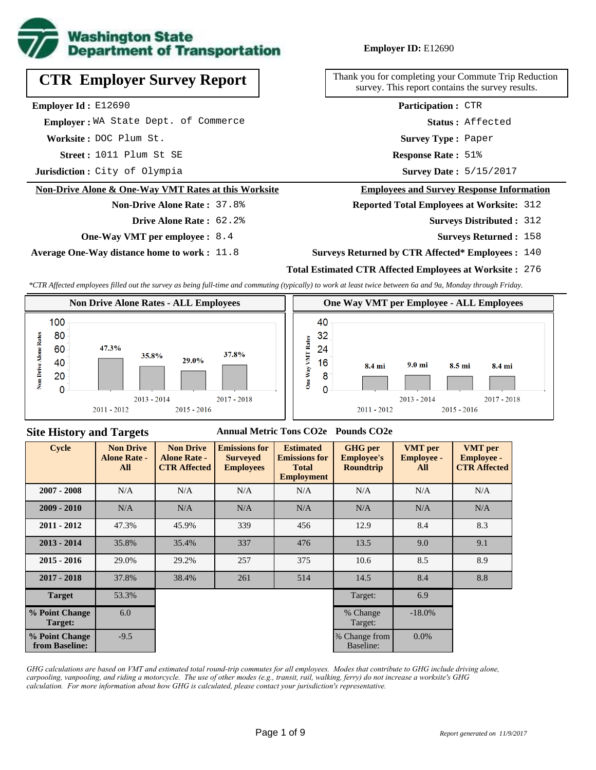Washington State Department of Transportation

**Employer ID:** E12690

# CTR Employer Survey Report

Thank you for completing your Commute Trip Reduction survey. This report contains the survey results.

**Employer Id :** E12690

**Employer :** WA State Dept. of Commerce

**Worksite :** DOC Plum St.

**Street :** 1011 Plum St SE

**Jurisdiction :** City of Olympia

**Participation :** CTR

**Status :** Affected

**Survey Type :** Paper

**Response Rate :** 51%

**Survey Date :** 5/15/2017

## Non-Drive Alone & One-Way VMT Rates at this Worksite

**Non-Drive Alone Rate :** 37.8%

**Drive Alone Rate :** 62.2%

**One-Way VMT per employee :** 8.4

**Average One-Way distance home to work :** 11.8

## Employees and Survey Response Information

**Reported Total Employees at Worksite:** 312

**Surveys Distributed :** 312

**Surveys Returned :** 158

**Surveys Returned by CTR Affected* Employees :** 140

**Total Estimated CTR Affected Employees at Worksite :** 276

*\*CTR Affected employees filled out the survey as being full-time and commuting (typically) to work at least twice between 6a and 9a, Monday through Friday.*

**Non Drive Alone Rates - ALL Employees**

Non Drive Alone Rates

100
80
60
40
20
0

47.3%
35.8%
29.0%
37.8%

2011 - 2012
2013 - 2014
2015 - 2016
2017 - 2018

**One Way VMT per Employee - ALL Employees**

One Way VMT Rates

40
32
24
16
8
0

8.4 mi
9.0 mi
8.5 mi
8.4 mi

2011 - 2012
2013 - 2014
2015 - 2016
2017 - 2018

## Site History and Targets

Annual Metric Tons CO2e   Pounds CO2e

| Cycle | Non Drive Alone Rate - All | Non Drive Alone Rate - CTR Affected | Emissions for Surveyed Employees | Estimated Emissions for Total Employment | GHG per Employee's Roundtrip | VMT per Employee - All | VMT per Employee - CTR Affected |
|---|---|---|---|---|---|---|---|
| 2007 - 2008 | N/A | N/A | N/A | N/A | N/A | N/A | N/A |
| 2009 - 2010 | N/A | N/A | N/A | N/A | N/A | N/A | N/A |
| 2011 - 2012 | 47.3% | 45.9% | 339 | 456 | 12.9 | 8.4 | 8.3 |
| 2013 - 2014 | 35.8% | 35.4% | 337 | 476 | 13.5 | 9.0 | 9.1 |
| 2015 - 2016 | 29.0% | 29.2% | 257 | 375 | 10.6 | 8.5 | 8.9 |
| 2017 - 2018 | 37.8% | 38.4% | 261 | 514 | 14.5 | 8.4 | 8.8 |
| Target | 53.3% | | | | Target: | 6.9 | |
| % Point Change Target: | 6.0 | | | | % Change Target: | -18.0% | |
| % Point Change from Baseline: | -9.5 | | | | % Change from Baseline: | 0.0% | |

*GHG calculations are based on VMT and estimated total round-trip commutes for all employees. Modes that contribute to GHG include driving alone, carpooling, vanpooling, and riding a motorcycle. The use of other modes (e.g., transit, rail, walking, ferry) do not increase a worksite's GHG calculation. For more information about how GHG is calculated, please contact your jurisdiction's representative.*

*Report generated on 11/9/2017*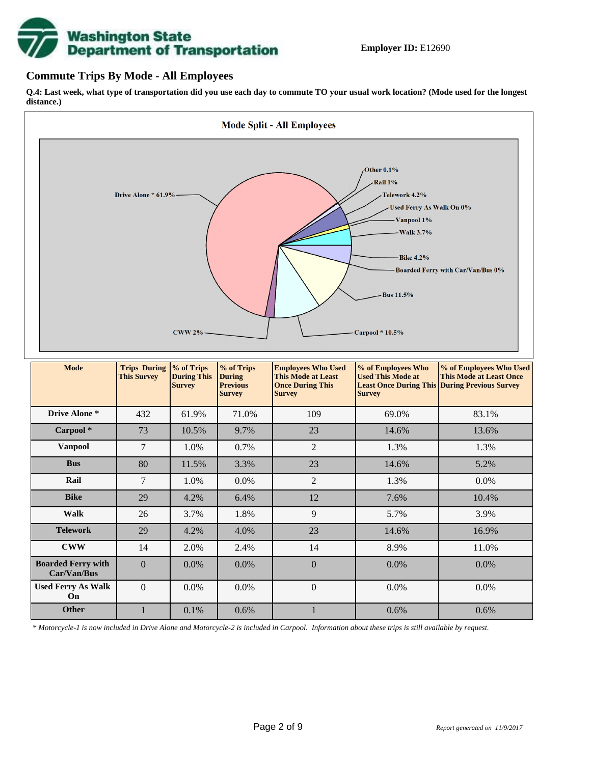**Employer ID:** E12690

## Commute Trips By Mode - All Employees

**Q.4: Last week, what type of transportation did you use each day to commute TO your usual work location? (Mode used for the longest distance.)**

Mode Split - All Employees

Other 0.1%
Rail 1%
Telework 4.2%
Used Ferry As Walk On 0%
Vanpool 1%
Walk 3.7%
Bike 4.2%
Boarded Ferry with Car/Van/Bus 0%
Bus 11.5%
Carpool * 10.5%
CWW 2%
Drive Alone * 61.9%

| Mode | Trips During This Survey | % of Trips During This Survey | % of Trips During Previous Survey | Employees Who Used This Mode at Least Once During This Survey | % of Employees Who Used This Mode at Least Once During This Survey | % of Employees Who Used This Mode at Least Once During Previous Survey |
|---|---|---|---|---|---|---|
| Drive Alone * | 432 | 61.9% | 71.0% | 109 | 69.0% | 83.1% |
| Carpool * | 73 | 10.5% | 9.7% | 23 | 14.6% | 13.6% |
| Vanpool | 7 | 1.0% | 0.7% | 2 | 1.3% | 1.3% |
| Bus | 80 | 11.5% | 3.3% | 23 | 14.6% | 5.2% |
| Rail | 7 | 1.0% | 0.0% | 2 | 1.3% | 0.0% |
| Bike | 29 | 4.2% | 6.4% | 12 | 7.6% | 10.4% |
| Walk | 26 | 3.7% | 1.8% | 9 | 5.7% | 3.9% |
| Telework | 29 | 4.2% | 4.0% | 23 | 14.6% | 16.9% |
| CWW | 14 | 2.0% | 2.4% | 14 | 8.9% | 11.0% |
| Boarded Ferry with Car/Van/Bus | 0 | 0.0% | 0.0% | 0 | 0.0% | 0.0% |
| Used Ferry As Walk On | 0 | 0.0% | 0.0% | 0 | 0.0% | 0.0% |
| Other | 1 | 0.1% | 0.6% | 1 | 0.6% | 0.6% |

*\* Motorcycle-1 is now included in Drive Alone and Motorcycle-2 is included in Carpool. Information about these trips is still available by request.*

*Report generated on 11/9/2017*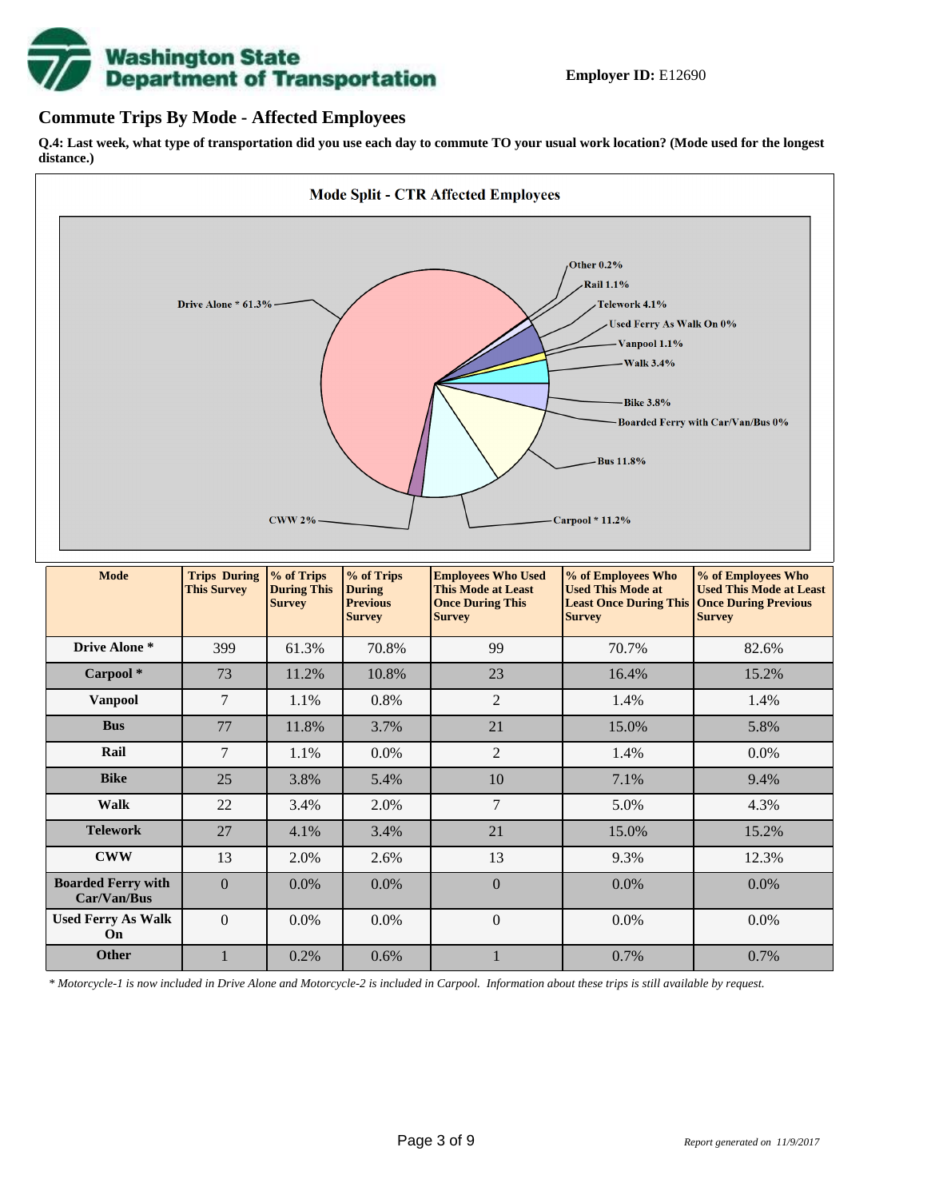Employer ID: E12690

## Commute Trips By Mode - Affected Employees

**Q.4: Last week, what type of transportation did you use each day to commute TO your usual work location? (Mode used for the longest distance.)**

Mode Split - CTR Affected Employees

Drive Alone * 61.3%
Other 0.2%
Rail 1.1%
Telework 4.1%
Used Ferry As Walk On 0%
Vanpool 1.1%
Walk 3.4%
Bike 3.8%
Boarded Ferry with Car/Van/Bus 0%
Bus 11.8%
Carpool * 11.2%
CWW 2%

| Mode | Trips During This Survey | % of Trips During This Survey | % of Trips During Previous Survey | Employees Who Used This Mode at Least Once During This Survey | % of Employees Who Used This Mode at Least Once During This Survey | % of Employees Who Used This Mode at Least Once During Previous Survey |
|---|---|---|---|---|---|---|
| Drive Alone * | 399 | 61.3% | 70.8% | 99 | 70.7% | 82.6% |
| Carpool * | 73 | 11.2% | 10.8% | 23 | 16.4% | 15.2% |
| Vanpool | 7 | 1.1% | 0.8% | 2 | 1.4% | 1.4% |
| Bus | 77 | 11.8% | 3.7% | 21 | 15.0% | 5.8% |
| Rail | 7 | 1.1% | 0.0% | 2 | 1.4% | 0.0% |
| Bike | 25 | 3.8% | 5.4% | 10 | 7.1% | 9.4% |
| Walk | 22 | 3.4% | 2.0% | 7 | 5.0% | 4.3% |
| Telework | 27 | 4.1% | 3.4% | 21 | 15.0% | 15.2% |
| CWW | 13 | 2.0% | 2.6% | 13 | 9.3% | 12.3% |
| Boarded Ferry with Car/Van/Bus | 0 | 0.0% | 0.0% | 0 | 0.0% | 0.0% |
| Used Ferry As Walk On | 0 | 0.0% | 0.0% | 0 | 0.0% | 0.0% |
| Other | 1 | 0.2% | 0.6% | 1 | 0.7% | 0.7% |

*\* Motorcycle-1 is now included in Drive Alone and Motorcycle-2 is included in Carpool. Information about these trips is still available by request.*

*Report generated on 11/9/2017*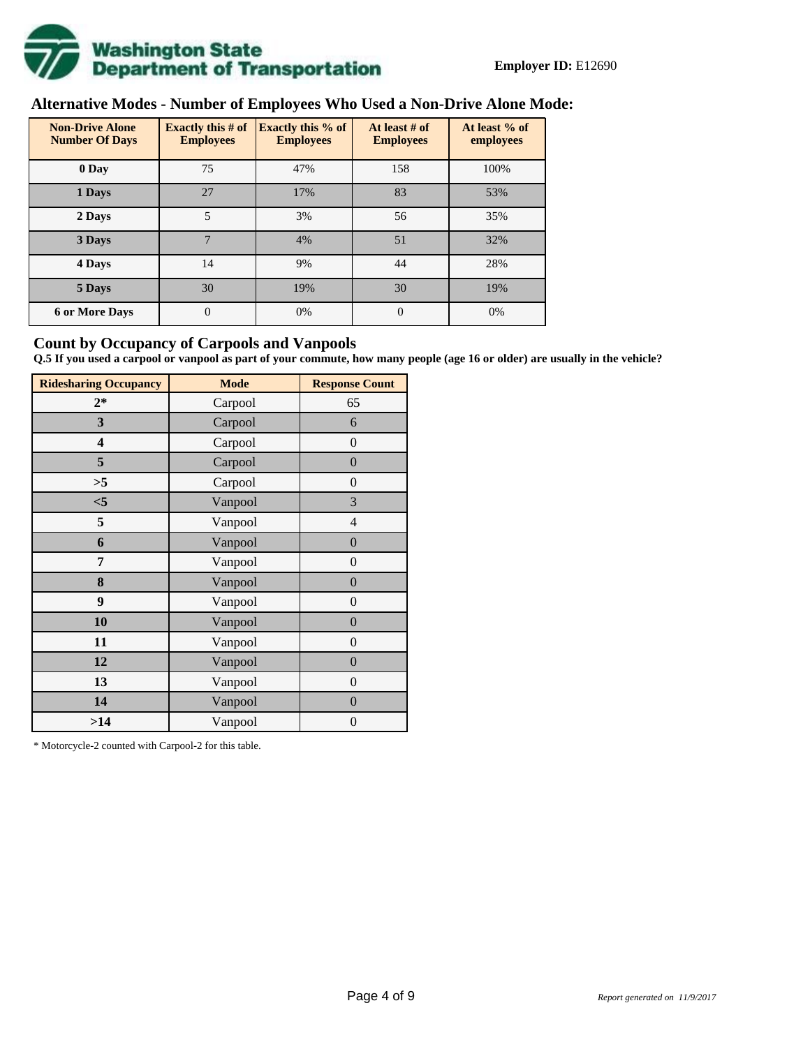**Employer ID:** E12690

## Alternative Modes - Number of Employees Who Used a Non-Drive Alone Mode:

| Non-Drive Alone Number Of Days | Exactly this # of Employees | Exactly this % of Employees | At least # of Employees | At least % of employees |
|---|---|---|---|---|
| 0 Day | 75 | 47% | 158 | 100% |
| 1 Days | 27 | 17% | 83 | 53% |
| 2 Days | 5 | 3% | 56 | 35% |
| 3 Days | 7 | 4% | 51 | 32% |
| 4 Days | 14 | 9% | 44 | 28% |
| 5 Days | 30 | 19% | 30 | 19% |
| 6 or More Days | 0 | 0% | 0 | 0% |

## Count by Occupancy of Carpools and Vanpools

**Q.5 If you used a carpool or vanpool as part of your commute, how many people (age 16 or older) are usually in the vehicle?**

| Ridesharing Occupancy | Mode | Response Count |
|---|---|---|
| 2* | Carpool | 65 |
| 3 | Carpool | 6 |
| 4 | Carpool | 0 |
| 5 | Carpool | 0 |
| >5 | Carpool | 0 |
| <5 | Vanpool | 3 |
| 5 | Vanpool | 4 |
| 6 | Vanpool | 0 |
| 7 | Vanpool | 0 |
| 8 | Vanpool | 0 |
| 9 | Vanpool | 0 |
| 10 | Vanpool | 0 |
| 11 | Vanpool | 0 |
| 12 | Vanpool | 0 |
| 13 | Vanpool | 0 |
| 14 | Vanpool | 0 |
| >14 | Vanpool | 0 |

* Motorcycle-2 counted with Carpool-2 for this table.

*Report generated on 11/9/2017*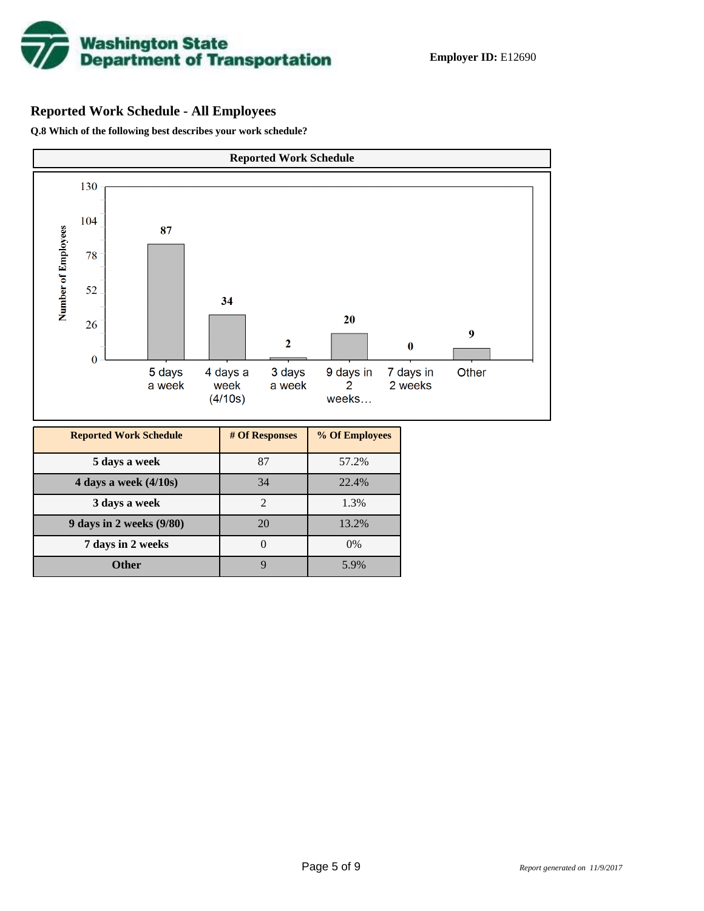**Employer ID:** E12690

## Reported Work Schedule - All Employees

**Q.8 Which of the following best describes your work schedule?**

Reported Work Schedule

Number of Employees

130
104
78
52
26
0

87
34
2
20
0
9

5 days a week
4 days a week (4/10s)
3 days a week
9 days in 2 weeks…
7 days in 2 weeks
Other

| Reported Work Schedule | # Of Responses | % Of Employees |
|---|---|---|
| **5 days a week** | 87 | 57.2% |
| **4 days a week (4/10s)** | 34 | 22.4% |
| **3 days a week** | 2 | 1.3% |
| **9 days in 2 weeks (9/80)** | 20 | 13.2% |
| **7 days in 2 weeks** | 0 | 0% |
| **Other** | 9 | 5.9% |

*Report generated on 11/9/2017*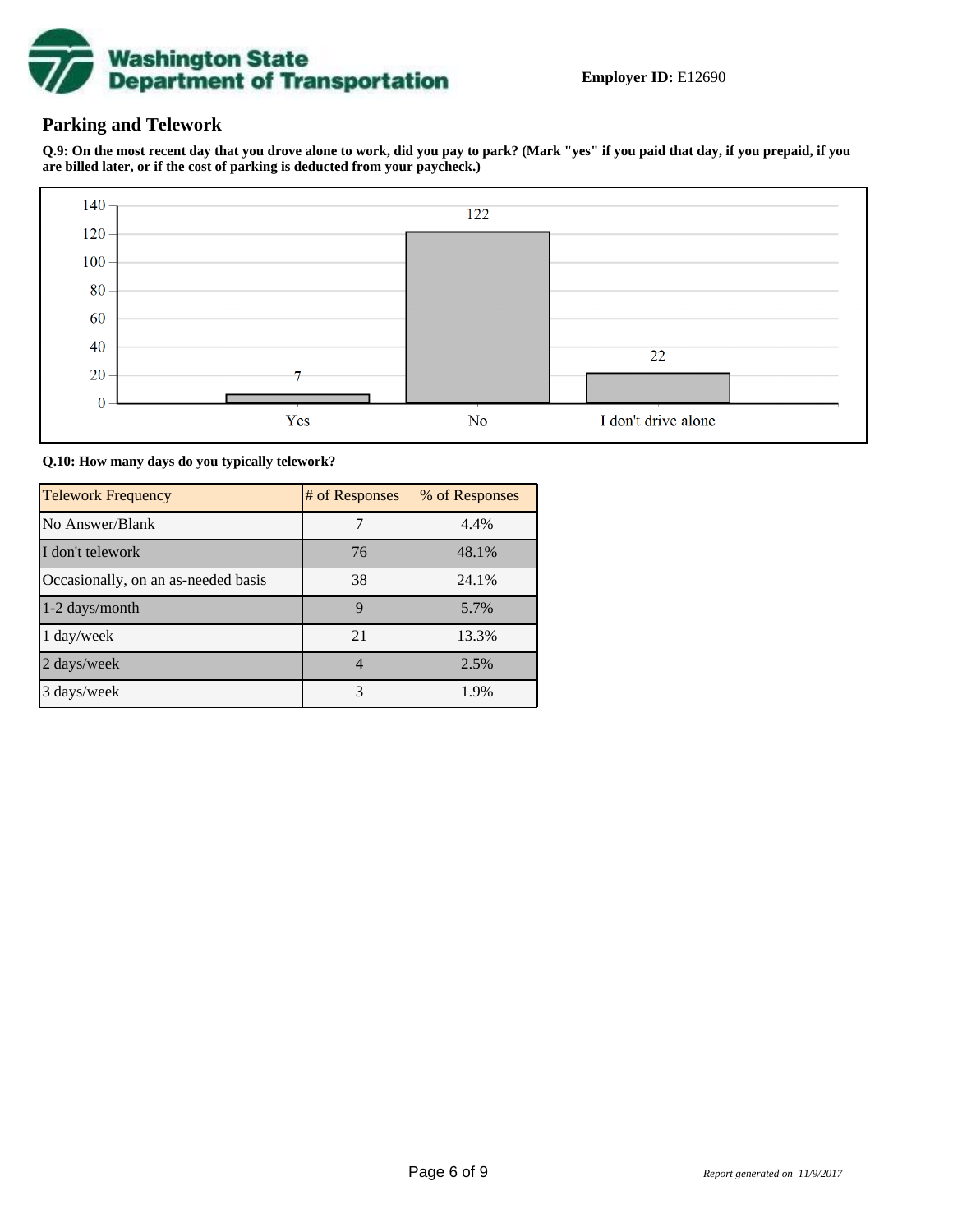**Employer ID:** E12690

## Parking and Telework

**Q.9: On the most recent day that you drove alone to work, did you pay to park? (Mark "yes" if you paid that day, if you prepaid, if you are billed later, or if the cost of parking is deducted from your paycheck.)**

140
120
100
80
60
40
20
0

7
122
22

Yes
No
I don't drive alone

**Q.10: How many days do you typically telework?**

| Telework Frequency | # of Responses | % of Responses |
|---|---|---|
| No Answer/Blank | 7 | 4.4% |
| I don't telework | 76 | 48.1% |
| Occasionally, on an as-needed basis | 38 | 24.1% |
| 1-2 days/month | 9 | 5.7% |
| 1 day/week | 21 | 13.3% |
| 2 days/week | 4 | 2.5% |
| 3 days/week | 3 | 1.9% |

*Report generated on 11/9/2017*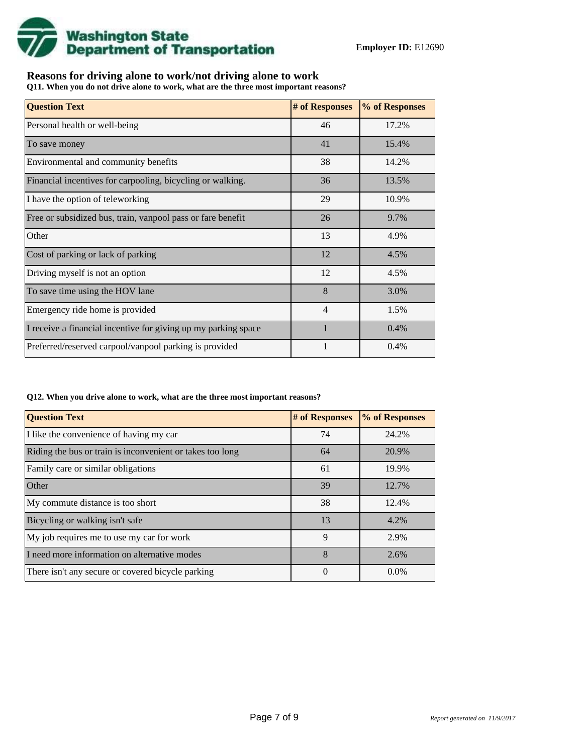**Washington State Department of Transportation**

**Employer ID:** E12690

## Reasons for driving alone to work/not driving alone to work

**Q11. When you do not drive alone to work, what are the three most important reasons?**

| Question Text | # of Responses | % of Responses |
|---|---|---|
| Personal health or well-being | 46 | 17.2% |
| To save money | 41 | 15.4% |
| Environmental and community benefits | 38 | 14.2% |
| Financial incentives for carpooling, bicycling or walking. | 36 | 13.5% |
| I have the option of teleworking | 29 | 10.9% |
| Free or subsidized bus, train, vanpool pass or fare benefit | 26 | 9.7% |
| Other | 13 | 4.9% |
| Cost of parking or lack of parking | 12 | 4.5% |
| Driving myself is not an option | 12 | 4.5% |
| To save time using the HOV lane | 8 | 3.0% |
| Emergency ride home is provided | 4 | 1.5% |
| I receive a financial incentive for giving up my parking space | 1 | 0.4% |
| Preferred/reserved carpool/vanpool parking is provided | 1 | 0.4% |

**Q12. When you drive alone to work, what are the three most important reasons?**

| Question Text | # of Responses | % of Responses |
|---|---|---|
| I like the convenience of having my car | 74 | 24.2% |
| Riding the bus or train is inconvenient or takes too long | 64 | 20.9% |
| Family care or similar obligations | 61 | 19.9% |
| Other | 39 | 12.7% |
| My commute distance is too short | 38 | 12.4% |
| Bicycling or walking isn't safe | 13 | 4.2% |
| My job requires me to use my car for work | 9 | 2.9% |
| I need more information on alternative modes | 8 | 2.6% |
| There isn't any secure or covered bicycle parking | 0 | 0.0% |

*Report generated on 11/9/2017*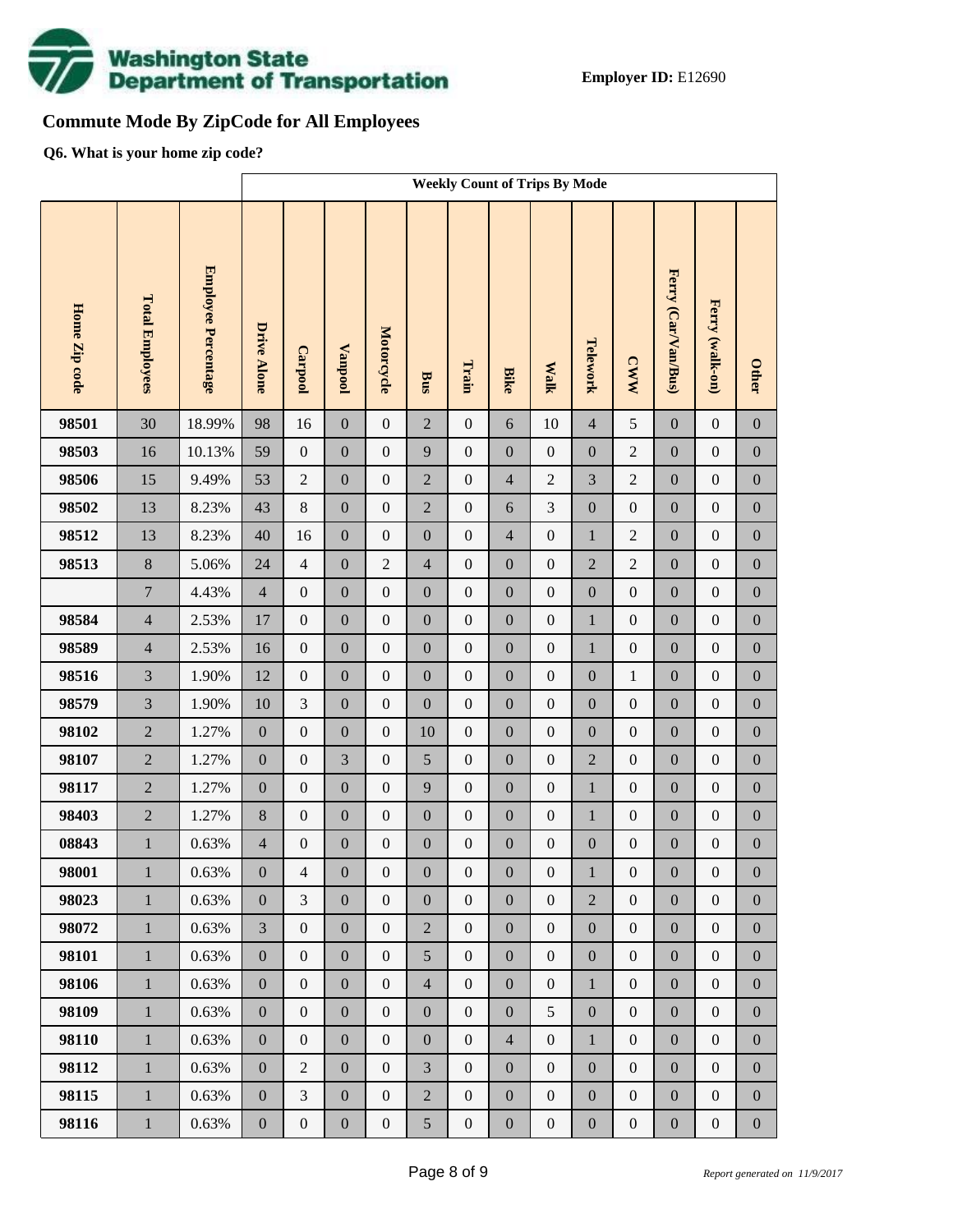**Employer ID:** E12690

## Commute Mode By ZipCode for All Employees

**Q6. What is your home zip code?**

| | | | Weekly Count of Trips By Mode | | | | | | | | | | | | |
|---|---|---|---|---|---|---|---|---|---|---|---|---|---|---|---|
| Home Zip code | Total Employees | Employee Percentage | Drive Alone | Carpool | Vanpool | Motorcycle | Bus | Train | Bike | Walk | Telework | CWW | Ferry (Car/Van/Bus) | Ferry (walk-on) | Other |
| 98501 | 30 | 18.99% | 98 | 16 | 0 | 0 | 2 | 0 | 6 | 10 | 4 | 5 | 0 | 0 | 0 |
| 98503 | 16 | 10.13% | 59 | 0 | 0 | 0 | 9 | 0 | 0 | 0 | 0 | 2 | 0 | 0 | 0 |
| 98506 | 15 | 9.49% | 53 | 2 | 0 | 0 | 2 | 0 | 4 | 2 | 3 | 2 | 0 | 0 | 0 |
| 98502 | 13 | 8.23% | 43 | 8 | 0 | 0 | 2 | 0 | 6 | 3 | 0 | 0 | 0 | 0 | 0 |
| 98512 | 13 | 8.23% | 40 | 16 | 0 | 0 | 0 | 0 | 4 | 0 | 1 | 2 | 0 | 0 | 0 |
| 98513 | 8 | 5.06% | 24 | 4 | 0 | 2 | 4 | 0 | 0 | 0 | 2 | 2 | 0 | 0 | 0 |
| | 7 | 4.43% | 4 | 0 | 0 | 0 | 0 | 0 | 0 | 0 | 0 | 0 | 0 | 0 | 0 |
| 98584 | 4 | 2.53% | 17 | 0 | 0 | 0 | 0 | 0 | 0 | 0 | 1 | 0 | 0 | 0 | 0 |
| 98589 | 4 | 2.53% | 16 | 0 | 0 | 0 | 0 | 0 | 0 | 0 | 1 | 0 | 0 | 0 | 0 |
| 98516 | 3 | 1.90% | 12 | 0 | 0 | 0 | 0 | 0 | 0 | 0 | 0 | 1 | 0 | 0 | 0 |
| 98579 | 3 | 1.90% | 10 | 3 | 0 | 0 | 0 | 0 | 0 | 0 | 0 | 0 | 0 | 0 | 0 |
| 98102 | 2 | 1.27% | 0 | 0 | 0 | 0 | 10 | 0 | 0 | 0 | 0 | 0 | 0 | 0 | 0 |
| 98107 | 2 | 1.27% | 0 | 0 | 3 | 0 | 5 | 0 | 0 | 0 | 2 | 0 | 0 | 0 | 0 |
| 98117 | 2 | 1.27% | 0 | 0 | 0 | 0 | 9 | 0 | 0 | 0 | 1 | 0 | 0 | 0 | 0 |
| 98403 | 2 | 1.27% | 8 | 0 | 0 | 0 | 0 | 0 | 0 | 0 | 1 | 0 | 0 | 0 | 0 |
| 08843 | 1 | 0.63% | 4 | 0 | 0 | 0 | 0 | 0 | 0 | 0 | 0 | 0 | 0 | 0 | 0 |
| 98001 | 1 | 0.63% | 0 | 4 | 0 | 0 | 0 | 0 | 0 | 0 | 1 | 0 | 0 | 0 | 0 |
| 98023 | 1 | 0.63% | 0 | 3 | 0 | 0 | 0 | 0 | 0 | 0 | 2 | 0 | 0 | 0 | 0 |
| 98072 | 1 | 0.63% | 3 | 0 | 0 | 0 | 2 | 0 | 0 | 0 | 0 | 0 | 0 | 0 | 0 |
| 98101 | 1 | 0.63% | 0 | 0 | 0 | 0 | 5 | 0 | 0 | 0 | 0 | 0 | 0 | 0 | 0 |
| 98106 | 1 | 0.63% | 0 | 0 | 0 | 0 | 4 | 0 | 0 | 0 | 1 | 0 | 0 | 0 | 0 |
| 98109 | 1 | 0.63% | 0 | 0 | 0 | 0 | 0 | 0 | 0 | 5 | 0 | 0 | 0 | 0 | 0 |
| 98110 | 1 | 0.63% | 0 | 0 | 0 | 0 | 0 | 0 | 4 | 0 | 1 | 0 | 0 | 0 | 0 |
| 98112 | 1 | 0.63% | 0 | 2 | 0 | 0 | 3 | 0 | 0 | 0 | 0 | 0 | 0 | 0 | 0 |
| 98115 | 1 | 0.63% | 0 | 3 | 0 | 0 | 2 | 0 | 0 | 0 | 0 | 0 | 0 | 0 | 0 |
| 98116 | 1 | 0.63% | 0 | 0 | 0 | 0 | 5 | 0 | 0 | 0 | 0 | 0 | 0 | 0 | 0 |

*Report generated on 11/9/2017*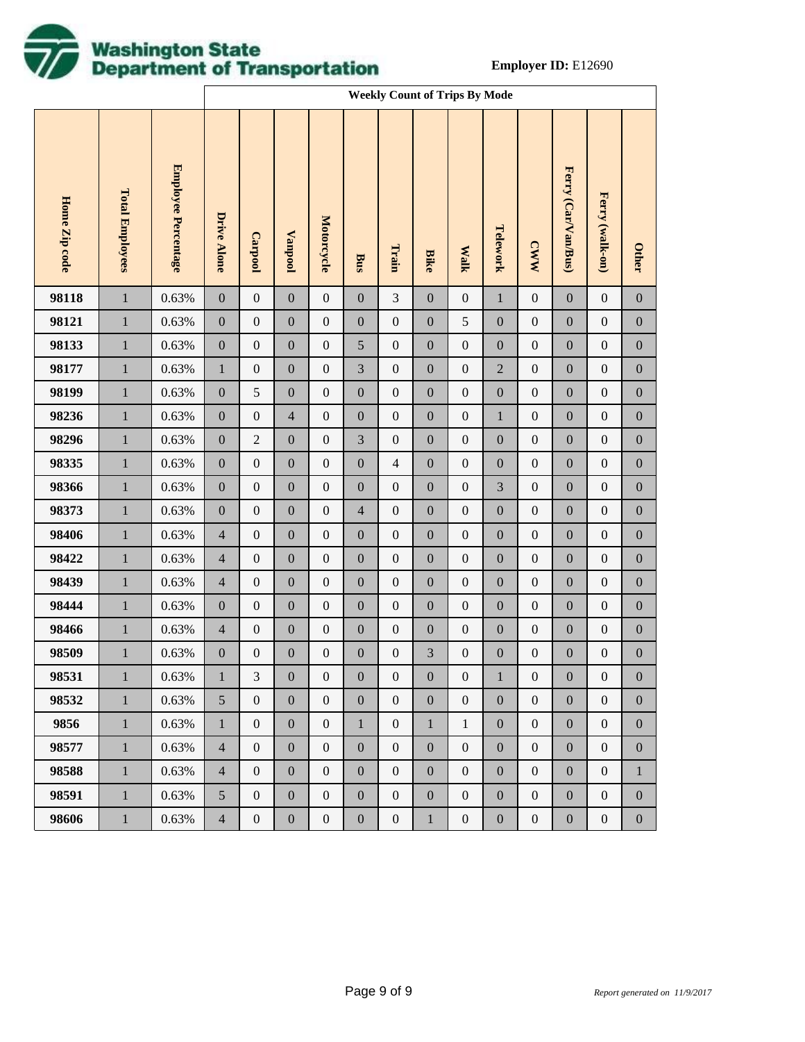# Washington State Department of Transportation

**Employer ID:** E12690

| | | | Weekly Count of Trips By Mode | | | | | | | | | | | | |
|---|---|---|---|---|---|---|---|---|---|---|---|---|---|---|---|
| **Home Zip code** | **Total Employees** | **Employee Percentage** | **Drive Alone** | **Carpool** | **Vanpool** | **Motorcycle** | **Bus** | **Train** | **Bike** | **Walk** | **Telework** | **CWW** | **Ferry (Car/Van/Bus)** | **Ferry (walk-on)** | **Other** |
| **98118** | 1 | 0.63% | 0 | 0 | 0 | 0 | 0 | 3 | 0 | 0 | 1 | 0 | 0 | 0 | 0 |
| **98121** | 1 | 0.63% | 0 | 0 | 0 | 0 | 0 | 0 | 0 | 5 | 0 | 0 | 0 | 0 | 0 |
| **98133** | 1 | 0.63% | 0 | 0 | 0 | 0 | 5 | 0 | 0 | 0 | 0 | 0 | 0 | 0 | 0 |
| **98177** | 1 | 0.63% | 1 | 0 | 0 | 0 | 3 | 0 | 0 | 0 | 2 | 0 | 0 | 0 | 0 |
| **98199** | 1 | 0.63% | 0 | 5 | 0 | 0 | 0 | 0 | 0 | 0 | 0 | 0 | 0 | 0 | 0 |
| **98236** | 1 | 0.63% | 0 | 0 | 4 | 0 | 0 | 0 | 0 | 0 | 1 | 0 | 0 | 0 | 0 |
| **98296** | 1 | 0.63% | 0 | 2 | 0 | 0 | 3 | 0 | 0 | 0 | 0 | 0 | 0 | 0 | 0 |
| **98335** | 1 | 0.63% | 0 | 0 | 0 | 0 | 0 | 4 | 0 | 0 | 0 | 0 | 0 | 0 | 0 |
| **98366** | 1 | 0.63% | 0 | 0 | 0 | 0 | 0 | 0 | 0 | 0 | 3 | 0 | 0 | 0 | 0 |
| **98373** | 1 | 0.63% | 0 | 0 | 0 | 0 | 4 | 0 | 0 | 0 | 0 | 0 | 0 | 0 | 0 |
| **98406** | 1 | 0.63% | 4 | 0 | 0 | 0 | 0 | 0 | 0 | 0 | 0 | 0 | 0 | 0 | 0 |
| **98422** | 1 | 0.63% | 4 | 0 | 0 | 0 | 0 | 0 | 0 | 0 | 0 | 0 | 0 | 0 | 0 |
| **98439** | 1 | 0.63% | 4 | 0 | 0 | 0 | 0 | 0 | 0 | 0 | 0 | 0 | 0 | 0 | 0 |
| **98444** | 1 | 0.63% | 0 | 0 | 0 | 0 | 0 | 0 | 0 | 0 | 0 | 0 | 0 | 0 | 0 |
| **98466** | 1 | 0.63% | 4 | 0 | 0 | 0 | 0 | 0 | 0 | 0 | 0 | 0 | 0 | 0 | 0 |
| **98509** | 1 | 0.63% | 0 | 0 | 0 | 0 | 0 | 0 | 3 | 0 | 0 | 0 | 0 | 0 | 0 |
| **98531** | 1 | 0.63% | 1 | 3 | 0 | 0 | 0 | 0 | 0 | 0 | 1 | 0 | 0 | 0 | 0 |
| **98532** | 1 | 0.63% | 5 | 0 | 0 | 0 | 0 | 0 | 0 | 0 | 0 | 0 | 0 | 0 | 0 |
| **9856** | 1 | 0.63% | 1 | 0 | 0 | 0 | 1 | 0 | 1 | 1 | 0 | 0 | 0 | 0 | 0 |
| **98577** | 1 | 0.63% | 4 | 0 | 0 | 0 | 0 | 0 | 0 | 0 | 0 | 0 | 0 | 0 | 0 |
| **98588** | 1 | 0.63% | 4 | 0 | 0 | 0 | 0 | 0 | 0 | 0 | 0 | 0 | 0 | 0 | 1 |
| **98591** | 1 | 0.63% | 5 | 0 | 0 | 0 | 0 | 0 | 0 | 0 | 0 | 0 | 0 | 0 | 0 |
| **98606** | 1 | 0.63% | 4 | 0 | 0 | 0 | 0 | 0 | 1 | 0 | 0 | 0 | 0 | 0 | 0 |

*Report generated on 11/9/2017*